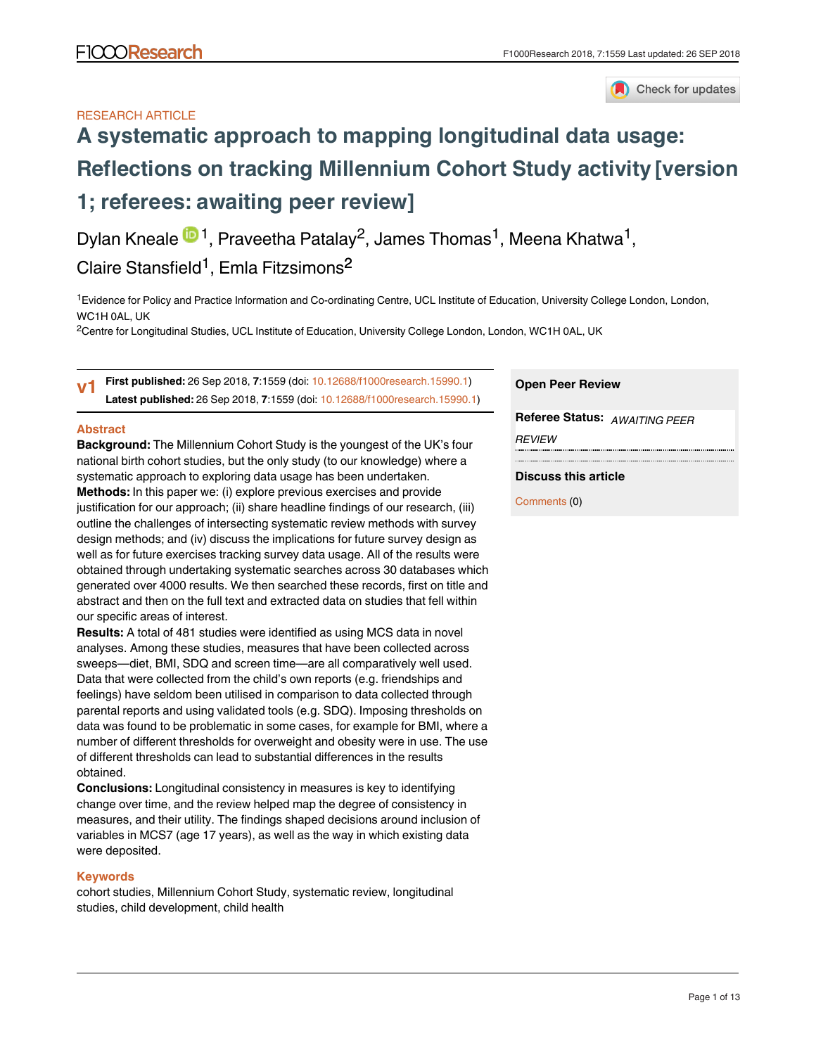RESEARCH ARTICLE

# A systematic approach to mapping longitudinal data usage: Reflections on tracking Millennium Cohort Study activity [version 1; referees: awaiting peer review]

Dylan Kneale[1], Praveetha Patalay[2], James Thomas[1], Meena Khatwa[1], Claire Stansfield[1], Emla Fitzsimons[2]

[1]Evidence for Policy and Practice Information and Co-ordinating Centre, UCL Institute of Education, University College London, London, WC1H 0AL, UK

[2]Centre for Longitudinal Studies, UCL Institute of Education, University College London, London, WC1H 0AL, UK

**v1** **First published:** 26 Sep 2018, **7**:1559 (doi: 10.12688/f1000research.15990.1)
**Latest published:** 26 Sep 2018, **7**:1559 (doi: 10.12688/f1000research.15990.1)

**Open Peer Review**

**Referee Status:** *AWAITING PEER REVIEW*

**Discuss this article**

Comments (0)

## Abstract

**Background:** The Millennium Cohort Study is the youngest of the UK's four national birth cohort studies, but the only study (to our knowledge) where a systematic approach to exploring data usage has been undertaken.

**Methods:** In this paper we: (i) explore previous exercises and provide justification for our approach; (ii) share headline findings of our research, (iii) outline the challenges of intersecting systematic review methods with survey design methods; and (iv) discuss the implications for future survey design as well as for future exercises tracking survey data usage. All of the results were obtained through undertaking systematic searches across 30 databases which generated over 4000 results. We then searched these records, first on title and abstract and then on the full text and extracted data on studies that fell within our specific areas of interest.

**Results:** A total of 481 studies were identified as using MCS data in novel analyses. Among these studies, measures that have been collected across sweeps—diet, BMI, SDQ and screen time—are all comparatively well used. Data that were collected from the child's own reports (e.g. friendships and feelings) have seldom been utilised in comparison to data collected through parental reports and using validated tools (e.g. SDQ). Imposing thresholds on data was found to be problematic in some cases, for example for BMI, where a number of different thresholds for overweight and obesity were in use. The use of different thresholds can lead to substantial differences in the results obtained.

**Conclusions:** Longitudinal consistency in measures is key to identifying change over time, and the review helped map the degree of consistency in measures, and their utility. The findings shaped decisions around inclusion of variables in MCS7 (age 17 years), as well as the way in which existing data were deposited.

## Keywords

cohort studies, Millennium Cohort Study, systematic review, longitudinal studies, child development, child health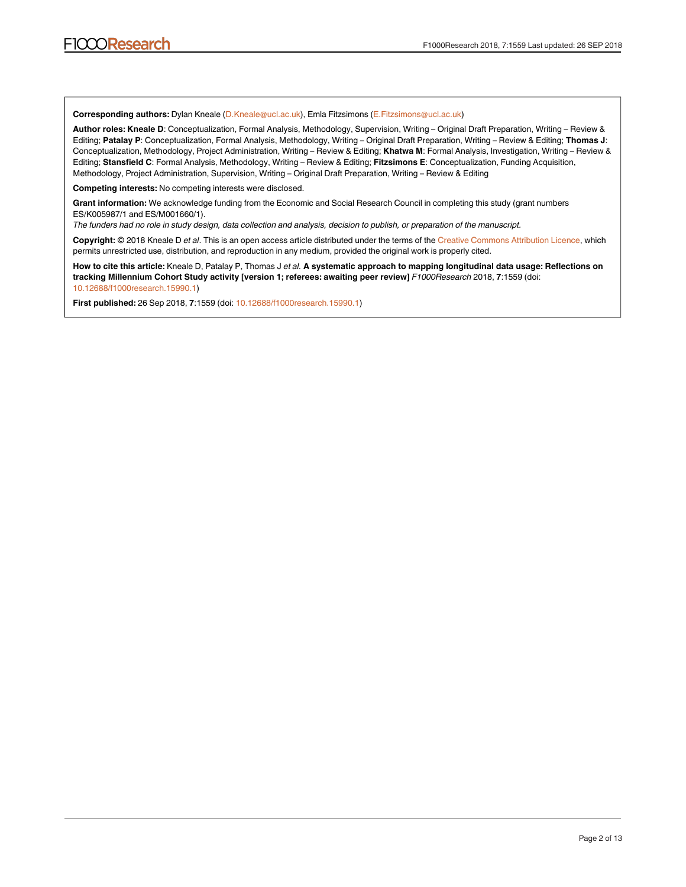**Corresponding authors:** Dylan Kneale (D.Kneale@ucl.ac.uk), Emla Fitzsimons (E.Fitzsimons@ucl.ac.uk)

**Author roles: Kneale D**: Conceptualization, Formal Analysis, Methodology, Supervision, Writing – Original Draft Preparation, Writing – Review & Editing; **Patalay P**: Conceptualization, Formal Analysis, Methodology, Writing – Original Draft Preparation, Writing – Review & Editing; **Thomas J**: Conceptualization, Methodology, Project Administration, Writing – Review & Editing; **Khatwa M**: Formal Analysis, Investigation, Writing – Review & Editing; **Stansfield C**: Formal Analysis, Methodology, Writing – Review & Editing; **Fitzsimons E**: Conceptualization, Funding Acquisition, Methodology, Project Administration, Supervision, Writing – Original Draft Preparation, Writing – Review & Editing

**Competing interests:** No competing interests were disclosed.

**Grant information:** We acknowledge funding from the Economic and Social Research Council in completing this study (grant numbers ES/K005987/1 and ES/M001660/1).

*The funders had no role in study design, data collection and analysis, decision to publish, or preparation of the manuscript.*

**Copyright:** © 2018 Kneale D *et al*. This is an open access article distributed under the terms of the Creative Commons Attribution Licence, which permits unrestricted use, distribution, and reproduction in any medium, provided the original work is properly cited.

**How to cite this article:** Kneale D, Patalay P, Thomas J *et al.* **A systematic approach to mapping longitudinal data usage: Reflections on tracking Millennium Cohort Study activity [version 1; referees: awaiting peer review]** *F1000Research* 2018, **7**:1559 (doi: 10.12688/f1000research.15990.1)

**First published:** 26 Sep 2018, **7**:1559 (doi: 10.12688/f1000research.15990.1)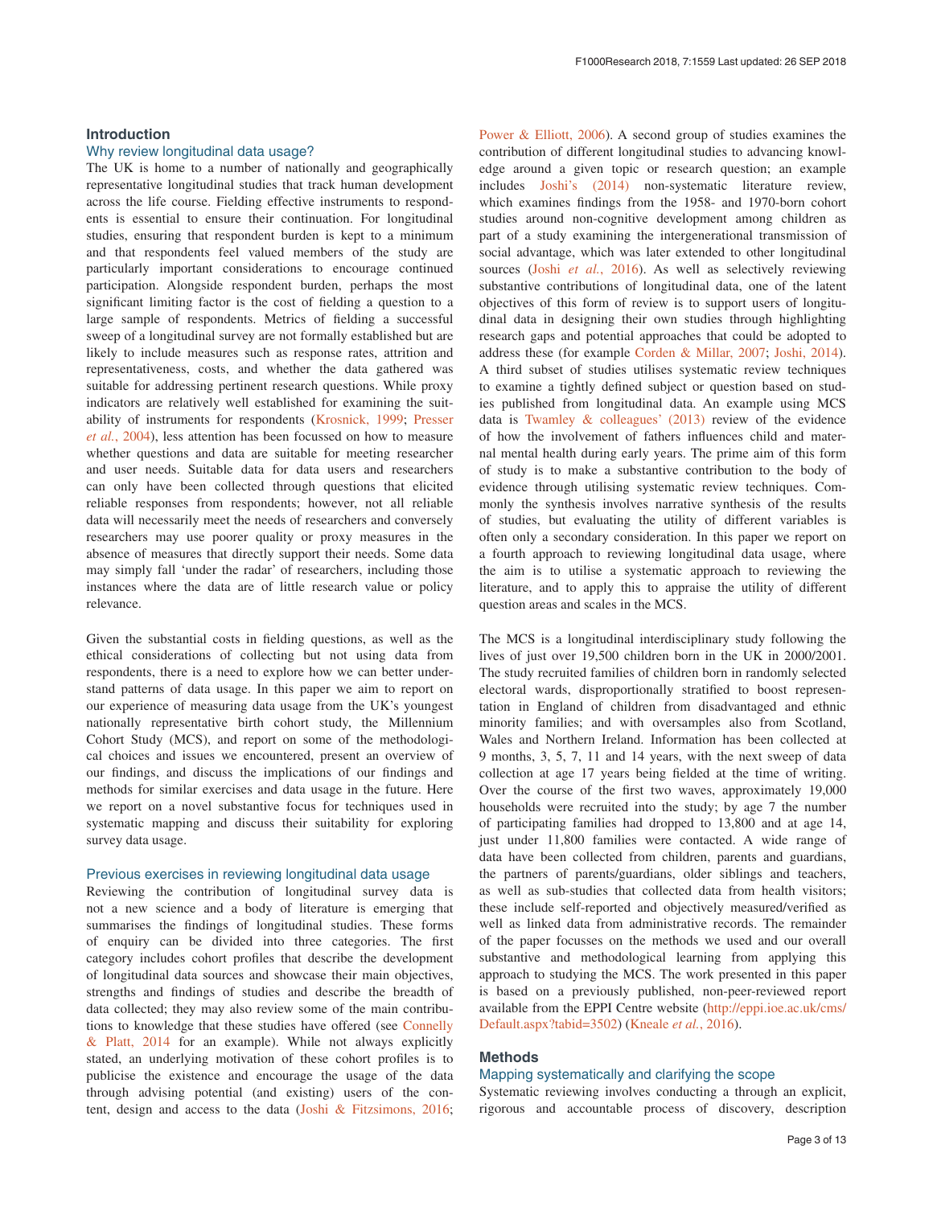## Introduction

### Why review longitudinal data usage?

The UK is home to a number of nationally and geographically representative longitudinal studies that track human development across the life course. Fielding effective instruments to respondents is essential to ensure their continuation. For longitudinal studies, ensuring that respondent burden is kept to a minimum and that respondents feel valued members of the study are particularly important considerations to encourage continued participation. Alongside respondent burden, perhaps the most significant limiting factor is the cost of fielding a question to a large sample of respondents. Metrics of fielding a successful sweep of a longitudinal survey are not formally established but are likely to include measures such as response rates, attrition and representativeness, costs, and whether the data gathered was suitable for addressing pertinent research questions. While proxy indicators are relatively well established for examining the suitability of instruments for respondents (Krosnick, 1999; Presser *et al.*, 2004), less attention has been focussed on how to measure whether questions and data are suitable for meeting researcher and user needs. Suitable data for data users and researchers can only have been collected through questions that elicited reliable responses from respondents; however, not all reliable data will necessarily meet the needs of researchers and conversely researchers may use poorer quality or proxy measures in the absence of measures that directly support their needs. Some data may simply fall 'under the radar' of researchers, including those instances where the data are of little research value or policy relevance.

Given the substantial costs in fielding questions, as well as the ethical considerations of collecting but not using data from respondents, there is a need to explore how we can better understand patterns of data usage. In this paper we aim to report on our experience of measuring data usage from the UK's youngest nationally representative birth cohort study, the Millennium Cohort Study (MCS), and report on some of the methodological choices and issues we encountered, present an overview of our findings, and discuss the implications of our findings and methods for similar exercises and data usage in the future. Here we report on a novel substantive focus for techniques used in systematic mapping and discuss their suitability for exploring survey data usage.

### Previous exercises in reviewing longitudinal data usage

Reviewing the contribution of longitudinal survey data is not a new science and a body of literature is emerging that summarises the findings of longitudinal studies. These forms of enquiry can be divided into three categories. The first category includes cohort profiles that describe the development of longitudinal data sources and showcase their main objectives, strengths and findings of studies and describe the breadth of data collected; they may also review some of the main contributions to knowledge that these studies have offered (see Connelly & Platt, 2014 for an example). While not always explicitly stated, an underlying motivation of these cohort profiles is to publicise the existence and encourage the usage of the data through advising potential (and existing) users of the content, design and access to the data (Joshi & Fitzsimons, 2016; Power & Elliott, 2006). A second group of studies examines the contribution of different longitudinal studies to advancing knowledge around a given topic or research question; an example includes Joshi's (2014) non-systematic literature review, which examines findings from the 1958- and 1970-born cohort studies around non-cognitive development among children as part of a study examining the intergenerational transmission of social advantage, which was later extended to other longitudinal sources (Joshi *et al.*, 2016). As well as selectively reviewing substantive contributions of longitudinal data, one of the latent objectives of this form of review is to support users of longitudinal data in designing their own studies through highlighting research gaps and potential approaches that could be adopted to address these (for example Corden & Millar, 2007; Joshi, 2014). A third subset of studies utilises systematic review techniques to examine a tightly defined subject or question based on studies published from longitudinal data. An example using MCS data is Twamley & colleagues' (2013) review of the evidence of how the involvement of fathers influences child and maternal mental health during early years. The prime aim of this form of study is to make a substantive contribution to the body of evidence through utilising systematic review techniques. Commonly the synthesis involves narrative synthesis of the results of studies, but evaluating the utility of different variables is often only a secondary consideration. In this paper we report on a fourth approach to reviewing longitudinal data usage, where the aim is to utilise a systematic approach to reviewing the literature, and to apply this to appraise the utility of different question areas and scales in the MCS.

The MCS is a longitudinal interdisciplinary study following the lives of just over 19,500 children born in the UK in 2000/2001. The study recruited families of children born in randomly selected electoral wards, disproportionally stratified to boost representation in England of children from disadvantaged and ethnic minority families; and with oversamples also from Scotland, Wales and Northern Ireland. Information has been collected at 9 months, 3, 5, 7, 11 and 14 years, with the next sweep of data collection at age 17 years being fielded at the time of writing. Over the course of the first two waves, approximately 19,000 households were recruited into the study; by age 7 the number of participating families had dropped to 13,800 and at age 14, just under 11,800 families were contacted. A wide range of data have been collected from children, parents and guardians, the partners of parents/guardians, older siblings and teachers, as well as sub-studies that collected data from health visitors; these include self-reported and objectively measured/verified as well as linked data from administrative records. The remainder of the paper focusses on the methods we used and our overall substantive and methodological learning from applying this approach to studying the MCS. The work presented in this paper is based on a previously published, non-peer-reviewed report available from the EPPI Centre website (http://eppi.ioe.ac.uk/cms/Default.aspx?tabid=3502) (Kneale *et al.*, 2016).

## Methods

### Mapping systematically and clarifying the scope

Systematic reviewing involves conducting a through an explicit, rigorous and accountable process of discovery, description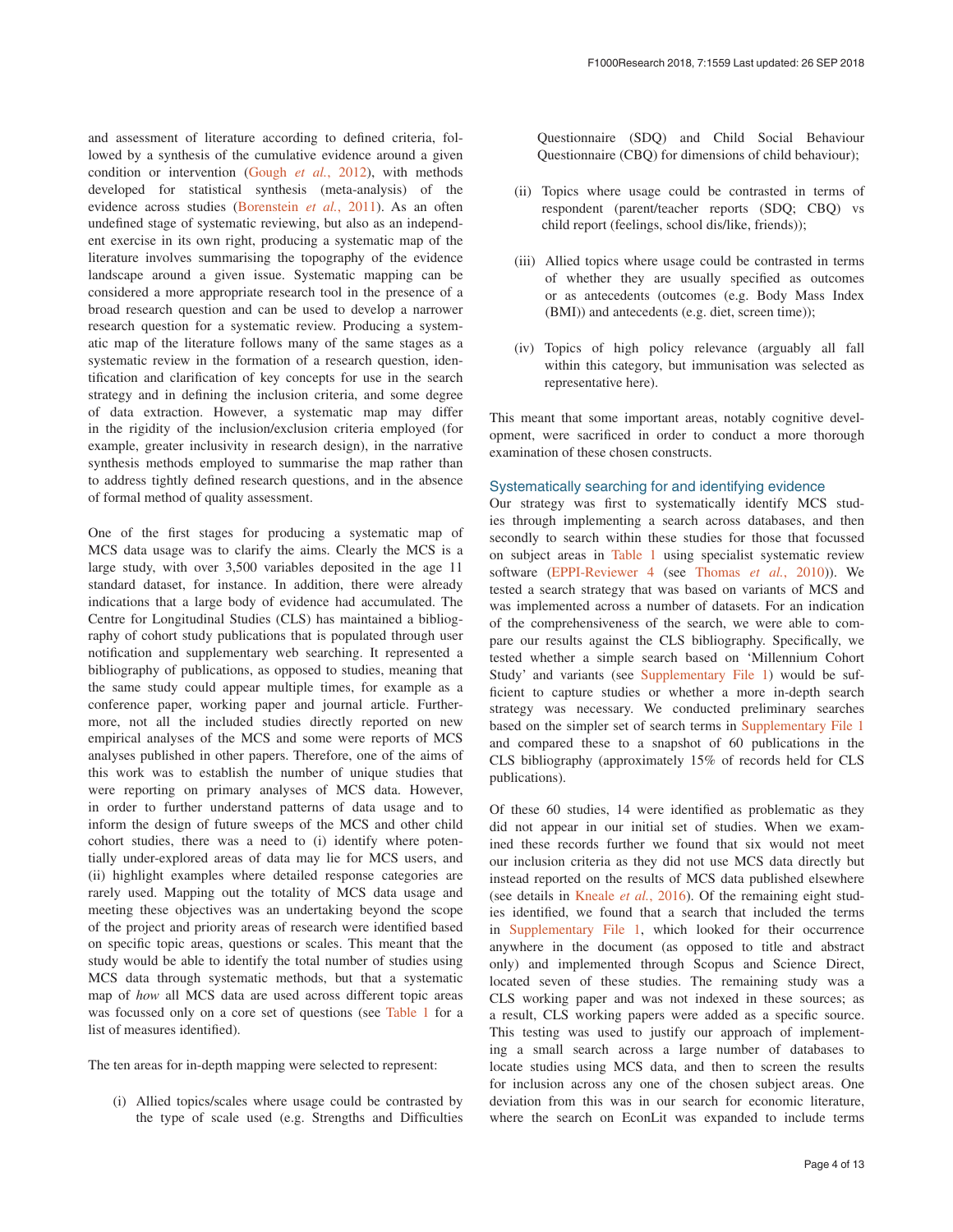and assessment of literature according to defined criteria, followed by a synthesis of the cumulative evidence around a given condition or intervention (Gough *et al.*, 2012), with methods developed for statistical synthesis (meta-analysis) of the evidence across studies (Borenstein *et al.*, 2011). As an often undefined stage of systematic reviewing, but also as an independent exercise in its own right, producing a systematic map of the literature involves summarising the topography of the evidence landscape around a given issue. Systematic mapping can be considered a more appropriate research tool in the presence of a broad research question and can be used to develop a narrower research question for a systematic review. Producing a systematic map of the literature follows many of the same stages as a systematic review in the formation of a research question, identification and clarification of key concepts for use in the search strategy and in defining the inclusion criteria, and some degree of data extraction. However, a systematic map may differ in the rigidity of the inclusion/exclusion criteria employed (for example, greater inclusivity in research design), in the narrative synthesis methods employed to summarise the map rather than to address tightly defined research questions, and in the absence of formal method of quality assessment.

One of the first stages for producing a systematic map of MCS data usage was to clarify the aims. Clearly the MCS is a large study, with over 3,500 variables deposited in the age 11 standard dataset, for instance. In addition, there were already indications that a large body of evidence had accumulated. The Centre for Longitudinal Studies (CLS) has maintained a bibliography of cohort study publications that is populated through user notification and supplementary web searching. It represented a bibliography of publications, as opposed to studies, meaning that the same study could appear multiple times, for example as a conference paper, working paper and journal article. Furthermore, not all the included studies directly reported on new empirical analyses of the MCS and some were reports of MCS analyses published in other papers. Therefore, one of the aims of this work was to establish the number of unique studies that were reporting on primary analyses of MCS data. However, in order to further understand patterns of data usage and to inform the design of future sweeps of the MCS and other child cohort studies, there was a need to (i) identify where potentially under-explored areas of data may lie for MCS users, and (ii) highlight examples where detailed response categories are rarely used. Mapping out the totality of MCS data usage and meeting these objectives was an undertaking beyond the scope of the project and priority areas of research were identified based on specific topic areas, questions or scales. This meant that the study would be able to identify the total number of studies using MCS data through systematic methods, but that a systematic map of *how* all MCS data are used across different topic areas was focussed only on a core set of questions (see Table 1 for a list of measures identified).

The ten areas for in-depth mapping were selected to represent:

(i) Allied topics/scales where usage could be contrasted by the type of scale used (e.g. Strengths and Difficulties Questionnaire (SDQ) and Child Social Behaviour Questionnaire (CBQ) for dimensions of child behaviour);

(ii) Topics where usage could be contrasted in terms of respondent (parent/teacher reports (SDQ; CBQ) vs child report (feelings, school dis/like, friends));

(iii) Allied topics where usage could be contrasted in terms of whether they are usually specified as outcomes or as antecedents (outcomes (e.g. Body Mass Index (BMI)) and antecedents (e.g. diet, screen time));

(iv) Topics of high policy relevance (arguably all fall within this category, but immunisation was selected as representative here).

This meant that some important areas, notably cognitive development, were sacrificed in order to conduct a more thorough examination of these chosen constructs.

## Systematically searching for and identifying evidence

Our strategy was first to systematically identify MCS studies through implementing a search across databases, and then secondly to search within these studies for those that focussed on subject areas in Table 1 using specialist systematic review software (EPPI-Reviewer 4 (see Thomas *et al.*, 2010)). We tested a search strategy that was based on variants of MCS and was implemented across a number of datasets. For an indication of the comprehensiveness of the search, we were able to compare our results against the CLS bibliography. Specifically, we tested whether a simple search based on 'Millennium Cohort Study' and variants (see Supplementary File 1) would be sufficient to capture studies or whether a more in-depth search strategy was necessary. We conducted preliminary searches based on the simpler set of search terms in Supplementary File 1 and compared these to a snapshot of 60 publications in the CLS bibliography (approximately 15% of records held for CLS publications).

Of these 60 studies, 14 were identified as problematic as they did not appear in our initial set of studies. When we examined these records further we found that six would not meet our inclusion criteria as they did not use MCS data directly but instead reported on the results of MCS data published elsewhere (see details in Kneale *et al.*, 2016). Of the remaining eight studies identified, we found that a search that included the terms in Supplementary File 1, which looked for their occurrence anywhere in the document (as opposed to title and abstract only) and implemented through Scopus and Science Direct, located seven of these studies. The remaining study was a CLS working paper and was not indexed in these sources; as a result, CLS working papers were added as a specific source. This testing was used to justify our approach of implementing a small search across a large number of databases to locate studies using MCS data, and then to screen the results for inclusion across any one of the chosen subject areas. One deviation from this was in our search for economic literature, where the search on EconLit was expanded to include terms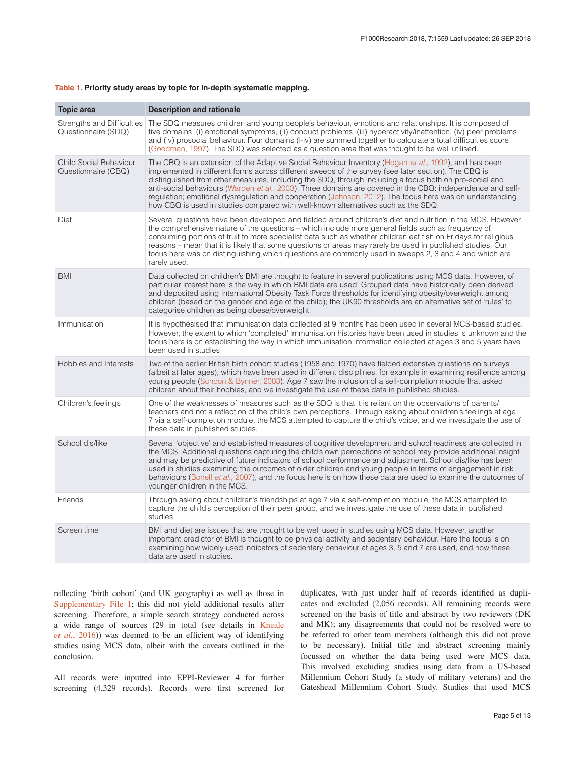**Table 1. Priority study areas by topic for in-depth systematic mapping.**

| Topic area | Description and rationale |
|---|---|
| Strengths and Difficulties Questionnaire (SDQ) | The SDQ measures children and young people's behaviour, emotions and relationships. It is composed of five domains: (i) emotional symptoms, (ii) conduct problems, (iii) hyperactivity/inattention, (iv) peer problems and (iv) prosocial behaviour. Four domains (i-iv) are summed together to calculate a total difficulties score (Goodman, 1997). The SDQ was selected as a question area that was thought to be well utilised. |
| Child Social Behaviour Questionnaire (CBQ) | The CBQ is an extension of the Adaptive Social Behaviour Inventory (Hogan *et al.*, 1992), and has been implemented in different forms across different sweeps of the survey (see later section). The CBQ is distinguished from other measures, including the SDQ, through including a focus both on pro-social and anti-social behaviours (Warden *et al.*, 2003). Three domains are covered in the CBQ: independence and self-regulation; emotional dysregulation and cooperation (Johnson, 2012). The focus here was on understanding how CBQ is used in studies compared with well-known alternatives such as the SDQ. |
| Diet | Several questions have been developed and fielded around children's diet and nutrition in the MCS. However, the comprehensive nature of the questions – which include more general fields such as frequency of consuming portions of fruit to more specialist data such as whether children eat fish on Fridays for religious reasons – mean that it is likely that some questions or areas may rarely be used in published studies. Our focus here was on distinguishing which questions are commonly used in sweeps 2, 3 and 4 and which are rarely used. |
| BMI | Data collected on children's BMI are thought to feature in several publications using MCS data. However, of particular interest here is the way in which BMI data are used. Grouped data have historically been derived and deposited using International Obesity Task Force thresholds for identifying obesity/overweight among children (based on the gender and age of the child); the UK90 thresholds are an alternative set of 'rules' to categorise children as being obese/overweight. |
| Immunisation | It is hypothesised that immunisation data collected at 9 months has been used in several MCS-based studies. However, the extent to which 'completed' immunisation histories have been used in studies is unknown and the focus here is on establishing the way in which immunisation information collected at ages 3 and 5 years have been used in studies |
| Hobbies and Interests | Two of the earlier British birth cohort studies (1958 and 1970) have fielded extensive questions on surveys (albeit at later ages), which have been used in different disciplines, for example in examining resilience among young people (Schoon & Bynner, 2003). Age 7 saw the inclusion of a self-completion module that asked children about their hobbies, and we investigate the use of these data in published studies. |
| Children's feelings | One of the weaknesses of measures such as the SDQ is that it is reliant on the observations of parents/ teachers and not a reflection of the child's own perceptions. Through asking about children's feelings at age 7 via a self-completion module, the MCS attempted to capture the child's voice, and we investigate the use of these data in published studies. |
| School dis/like | Several 'objective' and established measures of cognitive development and school readiness are collected in the MCS. Additional questions capturing the child's own perceptions of school may provide additional insight and may be predictive of future indicators of school performance and adjustment. School dis/like has been used in studies examining the outcomes of older children and young people in terms of engagement in risk behaviours (Bonell *et al.*, 2007), and the focus here is on how these data are used to examine the outcomes of younger children in the MCS. |
| Friends | Through asking about children's friendships at age 7 via a self-completion module, the MCS attempted to capture the child's perception of their peer group, and we investigate the use of these data in published studies. |
| Screen time | BMI and diet are issues that are thought to be well used in studies using MCS data. However, another important predictor of BMI is thought to be physical activity and sedentary behaviour. Here the focus is on examining how widely used indicators of sedentary behaviour at ages 3, 5 and 7 are used, and how these data are used in studies. |

reflecting 'birth cohort' (and UK geography) as well as those in Supplementary File 1; this did not yield additional results after screening. Therefore, a simple search strategy conducted across a wide range of sources (29 in total (see details in Kneale *et al.*, 2016)) was deemed to be an efficient way of identifying studies using MCS data, albeit with the caveats outlined in the conclusion.

All records were inputted into EPPI-Reviewer 4 for further screening (4,329 records). Records were first screened for duplicates, with just under half of records identified as duplicates and excluded (2,056 records). All remaining records were screened on the basis of title and abstract by two reviewers (DK and MK); any disagreements that could not be resolved were to be referred to other team members (although this did not prove to be necessary). Initial title and abstract screening mainly focussed on whether the data being used were MCS data. This involved excluding studies using data from a US-based Millennium Cohort Study (a study of military veterans) and the Gateshead Millennium Cohort Study. Studies that used MCS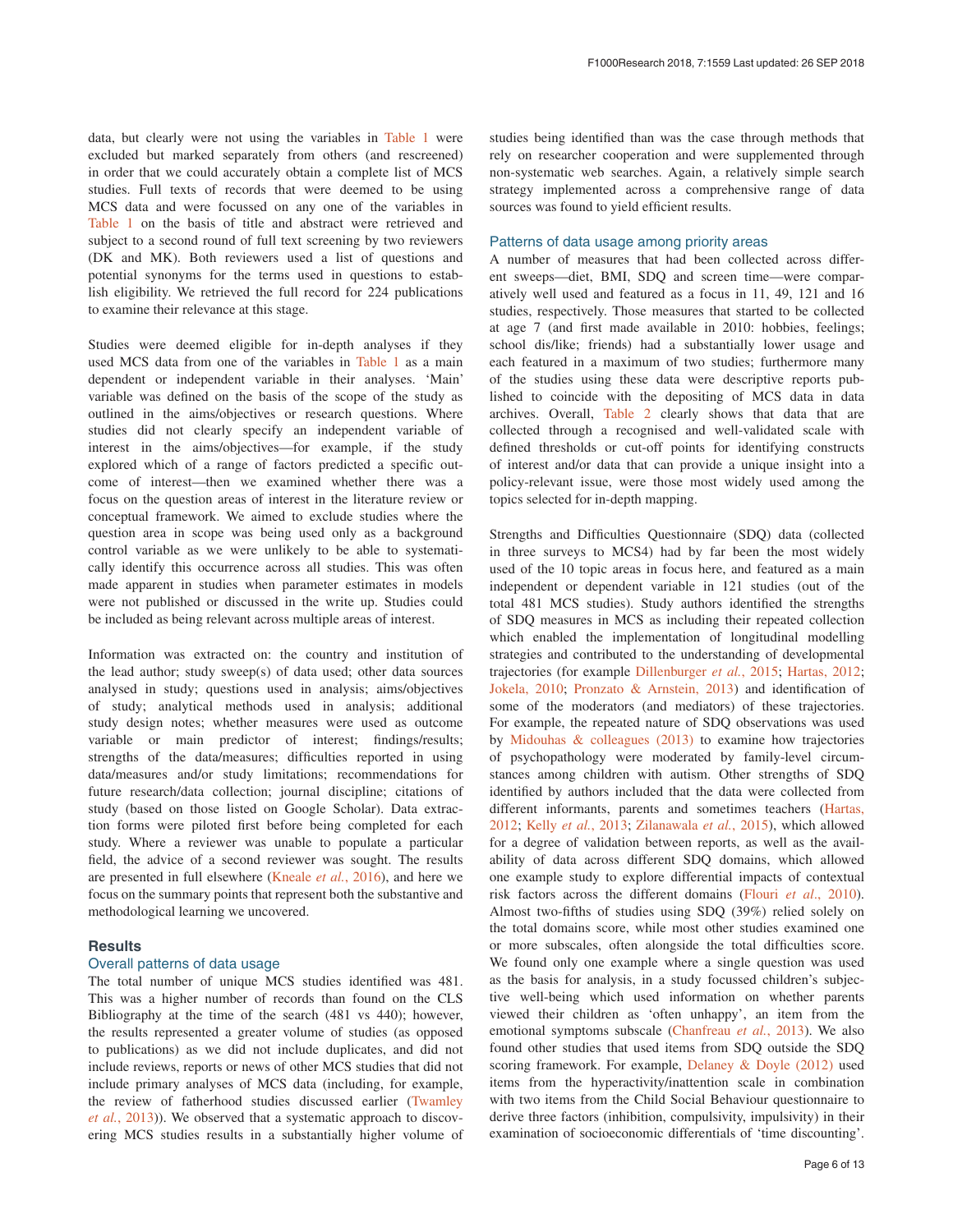data, but clearly were not using the variables in Table 1 were excluded but marked separately from others (and rescreened) in order that we could accurately obtain a complete list of MCS studies. Full texts of records that were deemed to be using MCS data and were focussed on any one of the variables in Table 1 on the basis of title and abstract were retrieved and subject to a second round of full text screening by two reviewers (DK and MK). Both reviewers used a list of questions and potential synonyms for the terms used in questions to establish eligibility. We retrieved the full record for 224 publications to examine their relevance at this stage.

Studies were deemed eligible for in-depth analyses if they used MCS data from one of the variables in Table 1 as a main dependent or independent variable in their analyses. 'Main' variable was defined on the basis of the scope of the study as outlined in the aims/objectives or research questions. Where studies did not clearly specify an independent variable of interest in the aims/objectives—for example, if the study explored which of a range of factors predicted a specific outcome of interest—then we examined whether there was a focus on the question areas of interest in the literature review or conceptual framework. We aimed to exclude studies where the question area in scope was being used only as a background control variable as we were unlikely to be able to systematically identify this occurrence across all studies. This was often made apparent in studies when parameter estimates in models were not published or discussed in the write up. Studies could be included as being relevant across multiple areas of interest.

Information was extracted on: the country and institution of the lead author; study sweep(s) of data used; other data sources analysed in study; questions used in analysis; aims/objectives of study; analytical methods used in analysis; additional study design notes; whether measures were used as outcome variable or main predictor of interest; findings/results; strengths of the data/measures; difficulties reported in using data/measures and/or study limitations; recommendations for future research/data collection; journal discipline; citations of study (based on those listed on Google Scholar). Data extraction forms were piloted first before being completed for each study. Where a reviewer was unable to populate a particular field, the advice of a second reviewer was sought. The results are presented in full elsewhere (Kneale *et al.*, 2016), and here we focus on the summary points that represent both the substantive and methodological learning we uncovered.

## Results

### Overall patterns of data usage

The total number of unique MCS studies identified was 481. This was a higher number of records than found on the CLS Bibliography at the time of the search (481 vs 440); however, the results represented a greater volume of studies (as opposed to publications) as we did not include duplicates, and did not include reviews, reports or news of other MCS studies that did not include primary analyses of MCS data (including, for example, the review of fatherhood studies discussed earlier (Twamley *et al.*, 2013)). We observed that a systematic approach to discovering MCS studies results in a substantially higher volume of studies being identified than was the case through methods that rely on researcher cooperation and were supplemented through non-systematic web searches. Again, a relatively simple search strategy implemented across a comprehensive range of data sources was found to yield efficient results.

### Patterns of data usage among priority areas

A number of measures that had been collected across different sweeps—diet, BMI, SDQ and screen time—were comparatively well used and featured as a focus in 11, 49, 121 and 16 studies, respectively. Those measures that started to be collected at age 7 (and first made available in 2010: hobbies, feelings; school dis/like; friends) had a substantially lower usage and each featured in a maximum of two studies; furthermore many of the studies using these data were descriptive reports published to coincide with the depositing of MCS data in data archives. Overall, Table 2 clearly shows that data that are collected through a recognised and well-validated scale with defined thresholds or cut-off points for identifying constructs of interest and/or data that can provide a unique insight into a policy-relevant issue, were those most widely used among the topics selected for in-depth mapping.

Strengths and Difficulties Questionnaire (SDQ) data (collected in three surveys to MCS4) had by far been the most widely used of the 10 topic areas in focus here, and featured as a main independent or dependent variable in 121 studies (out of the total 481 MCS studies). Study authors identified the strengths of SDQ measures in MCS as including their repeated collection which enabled the implementation of longitudinal modelling strategies and contributed to the understanding of developmental trajectories (for example Dillenburger *et al.*, 2015; Hartas, 2012; Jokela, 2010; Pronzato & Arnstein, 2013) and identification of some of the moderators (and mediators) of these trajectories. For example, the repeated nature of SDQ observations was used by Midouhas & colleagues (2013) to examine how trajectories of psychopathology were moderated by family-level circumstances among children with autism. Other strengths of SDQ identified by authors included that the data were collected from different informants, parents and sometimes teachers (Hartas, 2012; Kelly *et al.*, 2013; Zilanawala *et al.*, 2015), which allowed for a degree of validation between reports, as well as the availability of data across different SDQ domains, which allowed one example study to explore differential impacts of contextual risk factors across the different domains (Flouri *et al.*, 2010). Almost two-fifths of studies using SDQ (39%) relied solely on the total domains score, while most other studies examined one or more subscales, often alongside the total difficulties score. We found only one example where a single question was used as the basis for analysis, in a study focussed children's subjective well-being which used information on whether parents viewed their children as 'often unhappy', an item from the emotional symptoms subscale (Chanfreau *et al.*, 2013). We also found other studies that used items from SDQ outside the SDQ scoring framework. For example, Delaney & Doyle (2012) used items from the hyperactivity/inattention scale in combination with two items from the Child Social Behaviour questionnaire to derive three factors (inhibition, compulsivity, impulsivity) in their examination of socioeconomic differentials of 'time discounting'.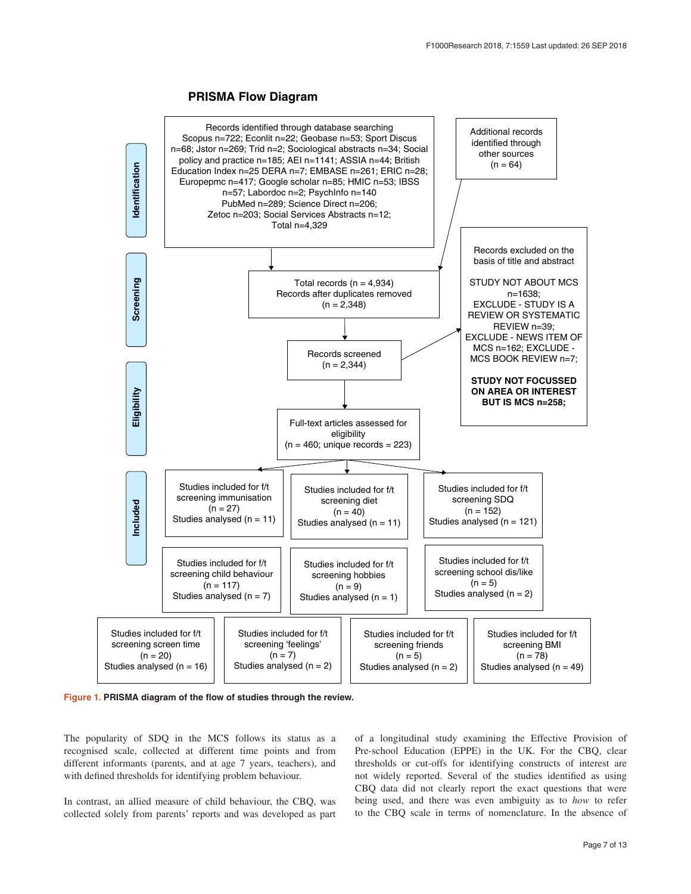## PRISMA Flow Diagram

**Identification**

Records identified through database searching
Scopus n=722; Econlit n=22; Geobase n=53; Sport Discus n=68; Jstor n=269; Trid n=2; Sociological abstracts n=34; Social policy and practice n=185; AEI n=1141; ASSIA n=44; British Education Index n=25 DERA n=7; EMBASE n=261; ERIC n=28; Europepmc n=417; Google scholar n=85; HMIC n=53; IBSS n=57; Labordoc n=2; PsychInfo n=140
PubMed n=289; Science Direct n=206;
Zetoc n=203; Social Services Abstracts n=12;
Total n=4,329

Additional records identified through other sources
(n = 64)

**Screening**

Total records (n = 4,934)
Records after duplicates removed
(n = 2,348)

Records screened
(n = 2,344)

Records excluded on the basis of title and abstract

STUDY NOT ABOUT MCS n=1638;
EXCLUDE - STUDY IS A REVIEW OR SYSTEMATIC REVIEW n=39;
EXCLUDE - NEWS ITEM OF MCS n=162; EXCLUDE - MCS BOOK REVIEW n=7;

**STUDY NOT FOCUSSED ON AREA OR INTEREST BUT IS MCS n=258;**

**Eligibility**

Full-text articles assessed for eligibility
(n = 460; unique records = 223)

**Included**

Studies included for f/t screening immunisation
(n = 27)
Studies analysed (n = 11)

Studies included for f/t screening diet
(n = 40)
Studies analysed (n = 11)

Studies included for f/t screening SDQ
(n = 152)
Studies analysed (n = 121)

Studies included for f/t screening child behaviour
(n = 117)
Studies analysed (n = 7)

Studies included for f/t screening hobbies
(n = 9)
Studies analysed (n = 1)

Studies included for f/t screening school dis/like
(n = 5)
Studies analysed (n = 2)

Studies included for f/t screening screen time
(n = 20)
Studies analysed (n = 16)

Studies included for f/t screening 'feelings'
(n = 7)
Studies analysed (n = 2)

Studies included for f/t screening friends
(n = 5)
Studies analysed (n = 2)

Studies included for f/t screening BMI
(n = 78)
Studies analysed (n = 49)

**Figure 1. PRISMA diagram of the flow of studies through the review.**

The popularity of SDQ in the MCS follows its status as a recognised scale, collected at different time points and from different informants (parents, and at age 7 years, teachers), and with defined thresholds for identifying problem behaviour.

In contrast, an allied measure of child behaviour, the CBQ, was collected solely from parents' reports and was developed as part of a longitudinal study examining the Effective Provision of Pre-school Education (EPPE) in the UK. For the CBQ, clear thresholds or cut-offs for identifying constructs of interest are not widely reported. Several of the studies identified as using CBQ data did not clearly report the exact questions that were being used, and there was even ambiguity as to *how* to refer to the CBQ scale in terms of nomenclature. In the absence of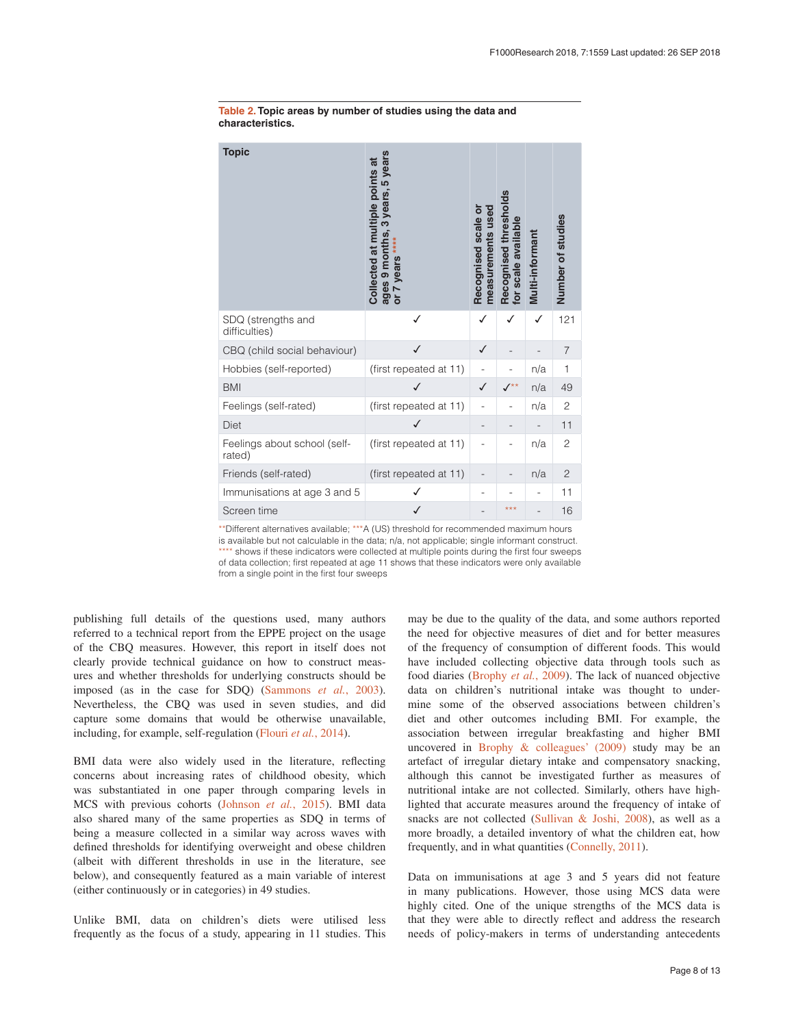**Table 2. Topic areas by number of studies using the data and characteristics.**

| Topic | Collected at multiple points at ages 9 months, 3 years, 5 years or 7 years**** | Recognised scale or measurements used | Recognised thresholds for scale available | Multi-informant | Number of studies |
|---|---|---|---|---|---|
| SDQ (strengths and difficulties) | ✓ | ✓ | ✓ | ✓ | 121 |
| CBQ (child social behaviour) | ✓ | ✓ | - | - | 7 |
| Hobbies (self-reported) | (first repeated at 11) | - | - | n/a | 1 |
| BMI | ✓ | ✓ | ✓** | n/a | 49 |
| Feelings (self-rated) | (first repeated at 11) | - | - | n/a | 2 |
| Diet | ✓ | - | - | - | 11 |
| Feelings about school (self-rated) | (first repeated at 11) | - | - | n/a | 2 |
| Friends (self-rated) | (first repeated at 11) | - | - | n/a | 2 |
| Immunisations at age 3 and 5 | ✓ | - | - | - | 11 |
| Screen time | ✓ | - | *** | - | 16 |

**Different alternatives available; ***A (US) threshold for recommended maximum hours is available but not calculable in the data; n/a, not applicable; single informant construct. **** shows if these indicators were collected at multiple points during the first four sweeps of data collection; first repeated at age 11 shows that these indicators were only available from a single point in the first four sweeps

publishing full details of the questions used, many authors referred to a technical report from the EPPE project on the usage of the CBQ measures. However, this report in itself does not clearly provide technical guidance on how to construct measures and whether thresholds for underlying constructs should be imposed (as in the case for SDQ) (Sammons *et al.*, 2003). Nevertheless, the CBQ was used in seven studies, and did capture some domains that would be otherwise unavailable, including, for example, self-regulation (Flouri *et al.*, 2014).

BMI data were also widely used in the literature, reflecting concerns about increasing rates of childhood obesity, which was substantiated in one paper through comparing levels in MCS with previous cohorts (Johnson *et al.*, 2015). BMI data also shared many of the same properties as SDQ in terms of being a measure collected in a similar way across waves with defined thresholds for identifying overweight and obese children (albeit with different thresholds in use in the literature, see below), and consequently featured as a main variable of interest (either continuously or in categories) in 49 studies.

Unlike BMI, data on children's diets were utilised less frequently as the focus of a study, appearing in 11 studies. This may be due to the quality of the data, and some authors reported the need for objective measures of diet and for better measures of the frequency of consumption of different foods. This would have included collecting objective data through tools such as food diaries (Brophy *et al.*, 2009). The lack of nuanced objective data on children's nutritional intake was thought to undermine some of the observed associations between children's diet and other outcomes including BMI. For example, the association between irregular breakfasting and higher BMI uncovered in Brophy & colleagues' (2009) study may be an artefact of irregular dietary intake and compensatory snacking, although this cannot be investigated further as measures of nutritional intake are not collected. Similarly, others have highlighted that accurate measures around the frequency of intake of snacks are not collected (Sullivan & Joshi, 2008), as well as a more broadly, a detailed inventory of what the children eat, how frequently, and in what quantities (Connelly, 2011).

Data on immunisations at age 3 and 5 years did not feature in many publications. However, those using MCS data were highly cited. One of the unique strengths of the MCS data is that they were able to directly reflect and address the research needs of policy-makers in terms of understanding antecedents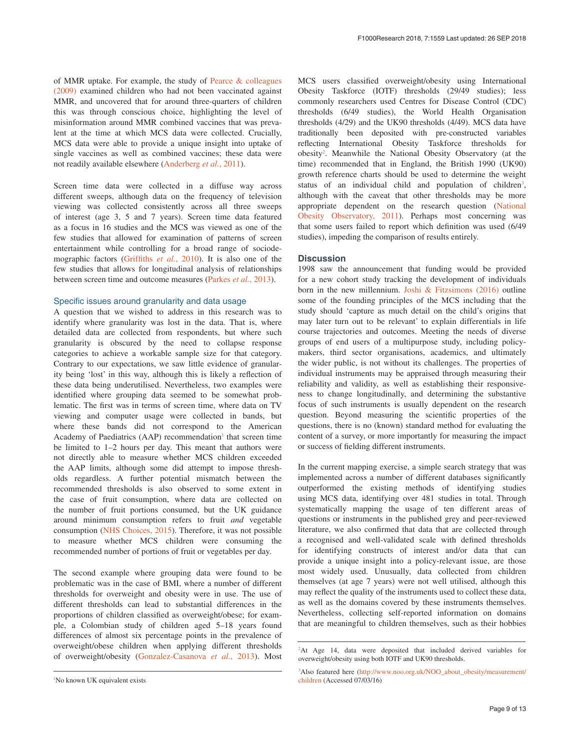of MMR uptake. For example, the study of Pearce & colleagues (2009) examined children who had not been vaccinated against MMR, and uncovered that for around three-quarters of children this was through conscious choice, highlighting the level of misinformation around MMR combined vaccines that was prevalent at the time at which MCS data were collected. Crucially, MCS data were able to provide a unique insight into uptake of single vaccines as well as combined vaccines; these data were not readily available elsewhere (Anderberg *et al.*, 2011).

Screen time data were collected in a diffuse way across different sweeps, although data on the frequency of television viewing was collected consistently across all three sweeps of interest (age 3, 5 and 7 years). Screen time data featured as a focus in 16 studies and the MCS was viewed as one of the few studies that allowed for examination of patterns of screen entertainment while controlling for a broad range of sociodemographic factors (Griffiths *et al.*, 2010). It is also one of the few studies that allows for longitudinal analysis of relationships between screen time and outcome measures (Parkes *et al.*, 2013).

### Specific issues around granularity and data usage

A question that we wished to address in this research was to identify where granularity was lost in the data. That is, where detailed data are collected from respondents, but where such granularity is obscured by the need to collapse response categories to achieve a workable sample size for that category. Contrary to our expectations, we saw little evidence of granularity being 'lost' in this way, although this is likely a reflection of these data being underutilised. Nevertheless, two examples were identified where grouping data seemed to be somewhat problematic. The first was in terms of screen time, where data on TV viewing and computer usage were collected in bands, but where these bands did not correspond to the American Academy of Paediatrics (AAP) recommendation[1] that screen time be limited to 1–2 hours per day. This meant that authors were not directly able to measure whether MCS children exceeded the AAP limits, although some did attempt to impose thresholds regardless. A further potential mismatch between the recommended thresholds is also observed to some extent in the case of fruit consumption, where data are collected on the number of fruit portions consumed, but the UK guidance around minimum consumption refers to fruit *and* vegetable consumption (NHS Choices, 2015). Therefore, it was not possible to measure whether MCS children were consuming the recommended number of portions of fruit or vegetables per day.

The second example where grouping data were found to be problematic was in the case of BMI, where a number of different thresholds for overweight and obesity were in use. The use of different thresholds can lead to substantial differences in the proportions of children classified as overweight/obese; for example, a Colombian study of children aged 5–18 years found differences of almost six percentage points in the prevalence of overweight/obese children when applying different thresholds of overweight/obesity (Gonzalez-Casanova *et al.*, 2013). Most MCS users classified overweight/obesity using International Obesity Taskforce (IOTF) thresholds (29/49 studies); less commonly researchers used Centres for Disease Control (CDC) thresholds (6/49 studies), the World Health Organisation thresholds (4/29) and the UK90 thresholds (4/49). MCS data have traditionally been deposited with pre-constructed variables reflecting International Obesity Taskforce thresholds for obesity[2]. Meanwhile the National Obesity Observatory (at the time) recommended that in England, the British 1990 (UK90) growth reference charts should be used to determine the weight status of an individual child and population of children[3], although with the caveat that other thresholds may be more appropriate dependent on the research question (National Obesity Observatory, 2011). Perhaps most concerning was that some users failed to report which definition was used (6/49 studies), impeding the comparison of results entirely.

## Discussion

1998 saw the announcement that funding would be provided for a new cohort study tracking the development of individuals born in the new millennium. Joshi & Fitzsimons (2016) outline some of the founding principles of the MCS including that the study should 'capture as much detail on the child's origins that may later turn out to be relevant' to explain differentials in life course trajectories and outcomes. Meeting the needs of diverse groups of end users of a multipurpose study, including policymakers, third sector organisations, academics, and ultimately the wider public, is not without its challenges. The properties of individual instruments may be appraised through measuring their reliability and validity, as well as establishing their responsiveness to change longitudinally, and determining the substantive focus of such instruments is usually dependent on the research question. Beyond measuring the scientific properties of the questions, there is no (known) standard method for evaluating the content of a survey, or more importantly for measuring the impact or success of fielding different instruments.

In the current mapping exercise, a simple search strategy that was implemented across a number of different databases significantly outperformed the existing methods of identifying studies using MCS data, identifying over 481 studies in total. Through systematically mapping the usage of ten different areas of questions or instruments in the published grey and peer-reviewed literature, we also confirmed that data that are collected through a recognised and well-validated scale with defined thresholds for identifying constructs of interest and/or data that can provide a unique insight into a policy-relevant issue, are those most widely used. Unusually, data collected from children themselves (at age 7 years) were not well utilised, although this may reflect the quality of the instruments used to collect these data, as well as the domains covered by these instruments themselves. Nevertheless, collecting self-reported information on domains that are meaningful to children themselves, such as their hobbies

---

[1]No known UK equivalent exists

[2]At Age 14, data were deposited that included derived variables for overweight/obesity using both IOTF and UK90 thresholds.

[3]Also featured here (http://www.noo.org.uk/NOO_about_obesity/measurement/children (Accessed 07/03/16)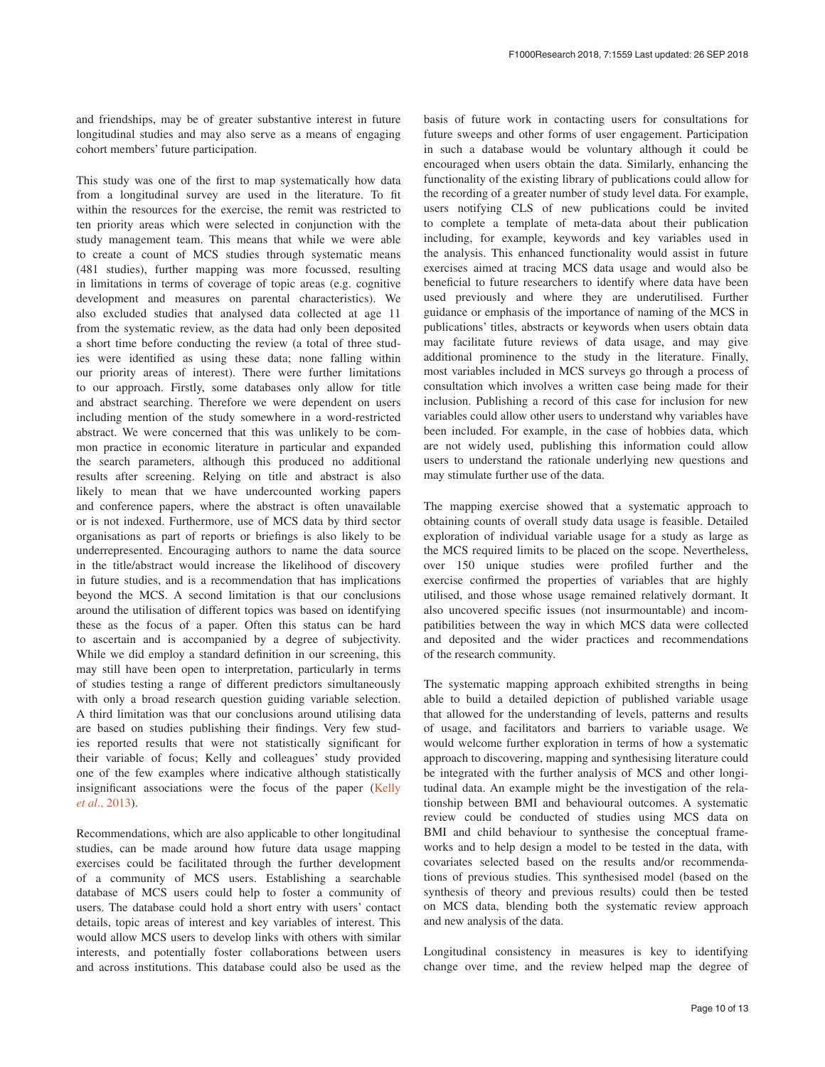and friendships, may be of greater substantive interest in future longitudinal studies and may also serve as a means of engaging cohort members' future participation.

This study was one of the first to map systematically how data from a longitudinal survey are used in the literature. To fit within the resources for the exercise, the remit was restricted to ten priority areas which were selected in conjunction with the study management team. This means that while we were able to create a count of MCS studies through systematic means (481 studies), further mapping was more focussed, resulting in limitations in terms of coverage of topic areas (e.g. cognitive development and measures on parental characteristics). We also excluded studies that analysed data collected at age 11 from the systematic review, as the data had only been deposited a short time before conducting the review (a total of three studies were identified as using these data; none falling within our priority areas of interest). There were further limitations to our approach. Firstly, some databases only allow for title and abstract searching. Therefore we were dependent on users including mention of the study somewhere in a word-restricted abstract. We were concerned that this was unlikely to be common practice in economic literature in particular and expanded the search parameters, although this produced no additional results after screening. Relying on title and abstract is also likely to mean that we have undercounted working papers and conference papers, where the abstract is often unavailable or is not indexed. Furthermore, use of MCS data by third sector organisations as part of reports or briefings is also likely to be underrepresented. Encouraging authors to name the data source in the title/abstract would increase the likelihood of discovery in future studies, and is a recommendation that has implications beyond the MCS. A second limitation is that our conclusions around the utilisation of different topics was based on identifying these as the focus of a paper. Often this status can be hard to ascertain and is accompanied by a degree of subjectivity. While we did employ a standard definition in our screening, this may still have been open to interpretation, particularly in terms of studies testing a range of different predictors simultaneously with only a broad research question guiding variable selection. A third limitation was that our conclusions around utilising data are based on studies publishing their findings. Very few studies reported results that were not statistically significant for their variable of focus; Kelly and colleagues' study provided one of the few examples where indicative although statistically insignificant associations were the focus of the paper (Kelly *et al*., 2013).

Recommendations, which are also applicable to other longitudinal studies, can be made around how future data usage mapping exercises could be facilitated through the further development of a community of MCS users. Establishing a searchable database of MCS users could help to foster a community of users. The database could hold a short entry with users' contact details, topic areas of interest and key variables of interest. This would allow MCS users to develop links with others with similar interests, and potentially foster collaborations between users and across institutions. This database could also be used as the basis of future work in contacting users for consultations for future sweeps and other forms of user engagement. Participation in such a database would be voluntary although it could be encouraged when users obtain the data. Similarly, enhancing the functionality of the existing library of publications could allow for the recording of a greater number of study level data. For example, users notifying CLS of new publications could be invited to complete a template of meta-data about their publication including, for example, keywords and key variables used in the analysis. This enhanced functionality would assist in future exercises aimed at tracing MCS data usage and would also be beneficial to future researchers to identify where data have been used previously and where they are underutilised. Further guidance or emphasis of the importance of naming of the MCS in publications' titles, abstracts or keywords when users obtain data may facilitate future reviews of data usage, and may give additional prominence to the study in the literature. Finally, most variables included in MCS surveys go through a process of consultation which involves a written case being made for their inclusion. Publishing a record of this case for inclusion for new variables could allow other users to understand why variables have been included. For example, in the case of hobbies data, which are not widely used, publishing this information could allow users to understand the rationale underlying new questions and may stimulate further use of the data.

The mapping exercise showed that a systematic approach to obtaining counts of overall study data usage is feasible. Detailed exploration of individual variable usage for a study as large as the MCS required limits to be placed on the scope. Nevertheless, over 150 unique studies were profiled further and the exercise confirmed the properties of variables that are highly utilised, and those whose usage remained relatively dormant. It also uncovered specific issues (not insurmountable) and incompatibilities between the way in which MCS data were collected and deposited and the wider practices and recommendations of the research community.

The systematic mapping approach exhibited strengths in being able to build a detailed depiction of published variable usage that allowed for the understanding of levels, patterns and results of usage, and facilitators and barriers to variable usage. We would welcome further exploration in terms of how a systematic approach to discovering, mapping and synthesising literature could be integrated with the further analysis of MCS and other longitudinal data. An example might be the investigation of the relationship between BMI and behavioural outcomes. A systematic review could be conducted of studies using MCS data on BMI and child behaviour to synthesise the conceptual frameworks and to help design a model to be tested in the data, with covariates selected based on the results and/or recommendations of previous studies. This synthesised model (based on the synthesis of theory and previous results) could then be tested on MCS data, blending both the systematic review approach and new analysis of the data.

Longitudinal consistency in measures is key to identifying change over time, and the review helped map the degree of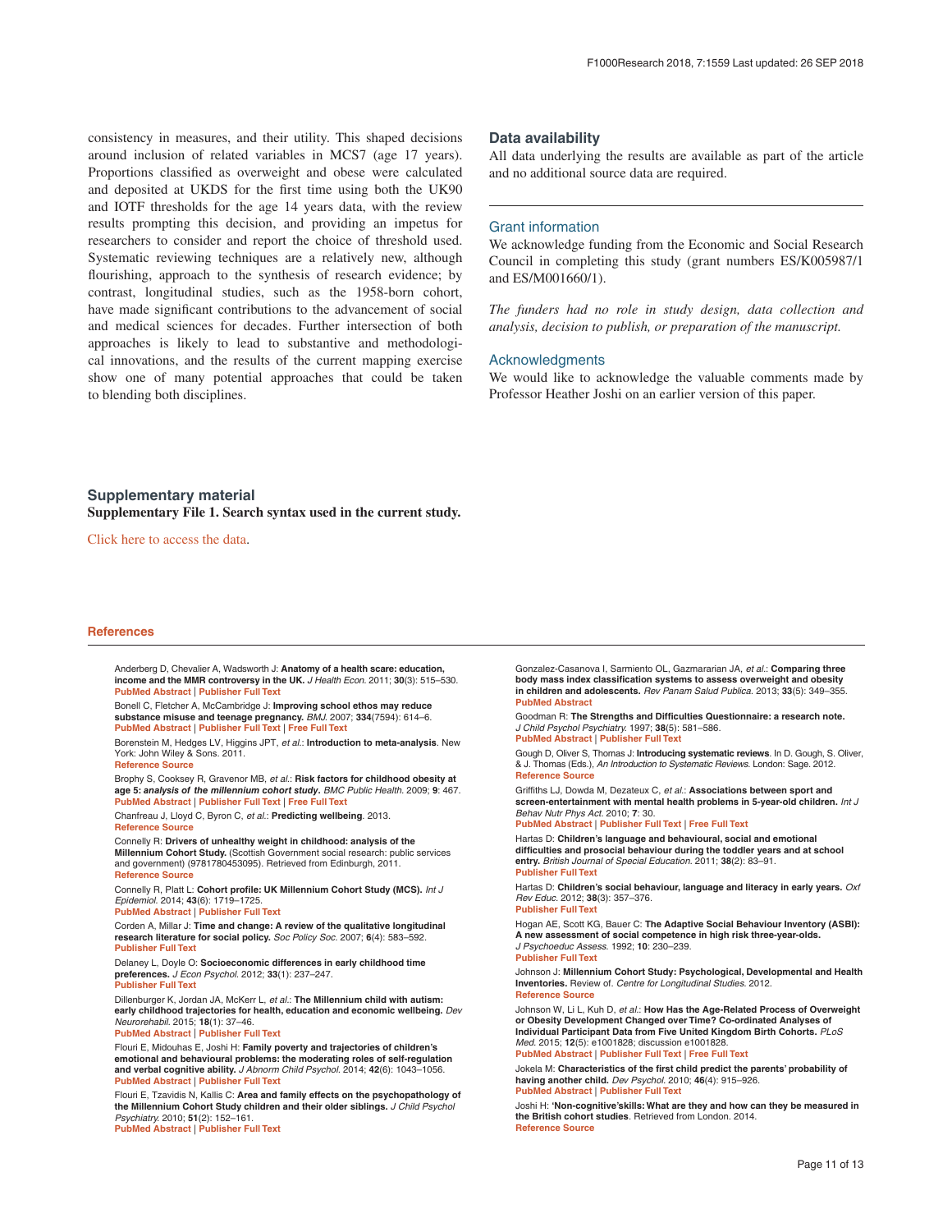consistency in measures, and their utility. This shaped decisions around inclusion of related variables in MCS7 (age 17 years). Proportions classified as overweight and obese were calculated and deposited at UKDS for the first time using both the UK90 and IOTF thresholds for the age 14 years data, with the review results prompting this decision, and providing an impetus for researchers to consider and report the choice of threshold used. Systematic reviewing techniques are a relatively new, although flourishing, approach to the synthesis of research evidence; by contrast, longitudinal studies, such as the 1958-born cohort, have made significant contributions to the advancement of social and medical sciences for decades. Further intersection of both approaches is likely to lead to substantive and methodological innovations, and the results of the current mapping exercise show one of many potential approaches that could be taken to blending both disciplines.

## Data availability

All data underlying the results are available as part of the article and no additional source data are required.

## Grant information

We acknowledge funding from the Economic and Social Research Council in completing this study (grant numbers ES/K005987/1 and ES/M001660/1).

*The funders had no role in study design, data collection and analysis, decision to publish, or preparation of the manuscript.*

## Acknowledgments

We would like to acknowledge the valuable comments made by Professor Heather Joshi on an earlier version of this paper.

## Supplementary material

**Supplementary File 1. Search syntax used in the current study.**

Click here to access the data.

## References

Anderberg D, Chevalier A, Wadsworth J: **Anatomy of a health scare: education, income and the MMR controversy in the UK.** *J Health Econ.* 2011; **30**(3): 515–530.
PubMed Abstract | Publisher Full Text

Bonell C, Fletcher A, McCambridge J: **Improving school ethos may reduce substance misuse and teenage pregnancy.** *BMJ.* 2007; **334**(7594): 614–6.
PubMed Abstract | Publisher Full Text | Free Full Text

Borenstein M, Hedges LV, Higgins JPT, *et al.*: **Introduction to meta-analysis**. New York: John Wiley & Sons. 2011.
Reference Source

Brophy S, Cooksey R, Gravenor MB, *et al.*: **Risk factors for childhood obesity at age 5: *analysis of the millennium cohort study*.** *BMC Public Health.* 2009; **9**: 467.
PubMed Abstract | Publisher Full Text | Free Full Text

Chanfreau J, Lloyd C, Byron C, *et al.*: **Predicting wellbeing**. 2013.
Reference Source

Connelly R: **Drivers of unhealthy weight in childhood: analysis of the Millennium Cohort Study.** (Scottish Government social research: public services and government) (9781780453095). Retrieved from Edinburgh, 2011.
Reference Source

Connelly R, Platt L: **Cohort profile: UK Millennium Cohort Study (MCS).** *Int J Epidemiol.* 2014; **43**(6): 1719–1725.
PubMed Abstract | Publisher Full Text

Corden A, Millar J: **Time and change: A review of the qualitative longitudinal research literature for social policy.** *Soc Policy Soc.* 2007; **6**(4): 583–592.
Publisher Full Text

Delaney L, Doyle O: **Socioeconomic differences in early childhood time preferences.** *J Econ Psychol.* 2012; **33**(1): 237–247.
Publisher Full Text

Dillenburger K, Jordan JA, McKerr L, *et al.*: **The Millennium child with autism: early childhood trajectories for health, education and economic wellbeing.** *Dev Neurorehabil.* 2015; **18**(1): 37–46.
PubMed Abstract | Publisher Full Text

Flouri E, Midouhas E, Joshi H: **Family poverty and trajectories of children's emotional and behavioural problems: the moderating roles of self-regulation and verbal cognitive ability.** *J Abnorm Child Psychol.* 2014; **42**(6): 1043–1056.
PubMed Abstract | Publisher Full Text

Flouri E, Tzavidis N, Kallis C: **Area and family effects on the psychopathology of the Millennium Cohort Study children and their older siblings.** *J Child Psychol Psychiatry.* 2010; **51**(2): 152–161.
PubMed Abstract | Publisher Full Text

Gonzalez-Casanova I, Sarmiento OL, Gazmararian JA, *et al.*: **Comparing three body mass index classification systems to assess overweight and obesity in children and adolescents.** *Rev Panam Salud Publica.* 2013; **33**(5): 349–355.
PubMed Abstract

Goodman R: **The Strengths and Difficulties Questionnaire: a research note.** *J Child Psychol Psychiatry.* 1997; **38**(5): 581–586.
PubMed Abstract | Publisher Full Text

Gough D, Oliver S, Thomas J: **Introducing systematic reviews**. In D. Gough, S. Oliver, & J. Thomas (Eds.), *An Introduction to Systematic Reviews.* London: Sage. 2012.
Reference Source

Griffiths LJ, Dowda M, Dezateux C, *et al.*: **Associations between sport and screen-entertainment with mental health problems in 5-year-old children.** *Int J Behav Nutr Phys Act.* 2010; **7**: 30.
PubMed Abstract | Publisher Full Text | Free Full Text

Hartas D: **Children's language and behavioural, social and emotional difficulties and prosocial behaviour during the toddler years and at school entry.** *British Journal of Special Education.* 2011; **38**(2): 83–91.
Publisher Full Text

Hartas D: **Children's social behaviour, language and literacy in early years.** *Oxf Rev Educ.* 2012; **38**(3): 357–376.
Publisher Full Text

Hogan AE, Scott KG, Bauer C: **The Adaptive Social Behaviour Inventory (ASBI): A new assessment of social competence in high risk three-year-olds.** *J Psychoeduc Assess.* 1992; **10**: 230–239.
Publisher Full Text

Johnson J: **Millennium Cohort Study: Psychological, Developmental and Health Inventories.** Review of. *Centre for Longitudinal Studies.* 2012.
Reference Source

Johnson W, Li L, Kuh D, *et al.*: **How Has the Age-Related Process of Overweight or Obesity Development Changed over Time? Co-ordinated Analyses of Individual Participant Data from Five United Kingdom Birth Cohorts.** *PLoS Med.* 2015; **12**(5): e1001828; discussion e1001828.
PubMed Abstract | Publisher Full Text | Free Full Text

Jokela M: **Characteristics of the first child predict the parents' probability of having another child.** *Dev Psychol.* 2010; **46**(4): 915–926.
PubMed Abstract | Publisher Full Text

Joshi H: **'Non-cognitive'skills: What are they and how can they be measured in the British cohort studies**. Retrieved from London. 2014.
Reference Source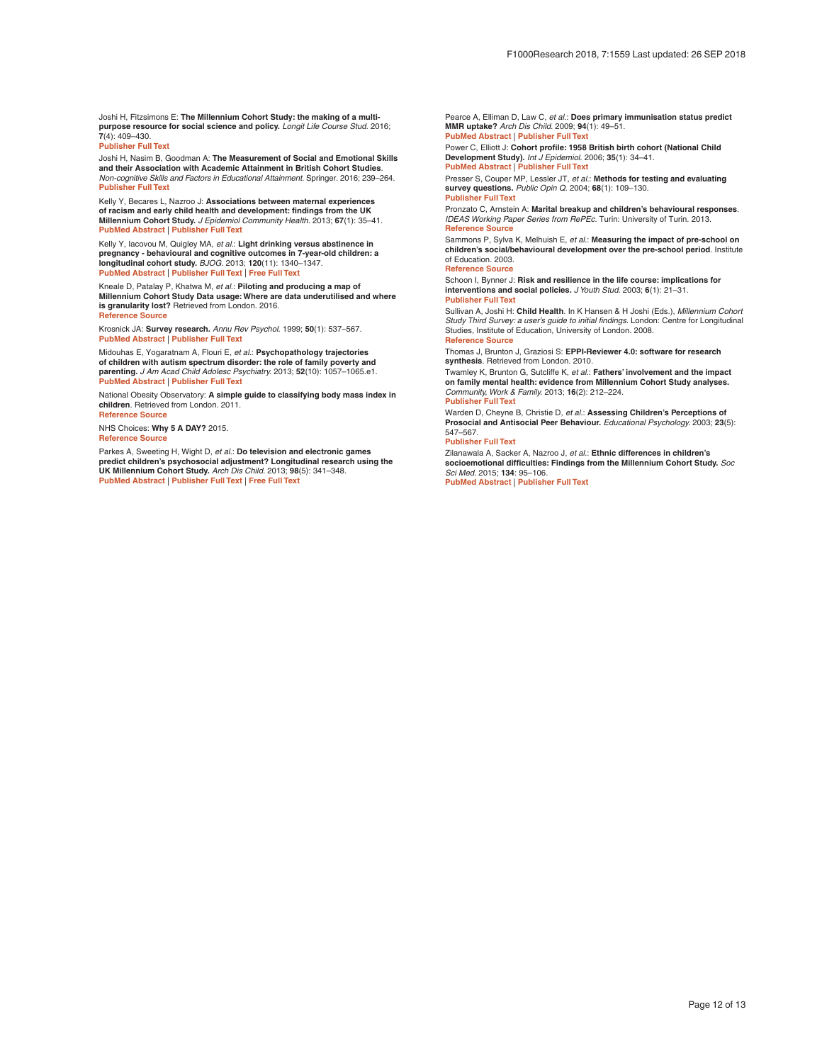Joshi H, Fitzsimons E: **The Millennium Cohort Study: the making of a multi-purpose resource for social science and policy.** *Longit Life Course Stud.* 2016; **7**(4): 409–430.
Publisher Full Text

Joshi H, Nasim B, Goodman A: **The Measurement of Social and Emotional Skills and their Association with Academic Attainment in British Cohort Studies**. *Non-cognitive Skills and Factors in Educational Attainment.* Springer. 2016; 239–264.
Publisher Full Text

Kelly Y, Becares L, Nazroo J: **Associations between maternal experiences of racism and early child health and development: findings from the UK Millennium Cohort Study.** *J Epidemiol Community Health.* 2013; **67**(1): 35–41.
PubMed Abstract | Publisher Full Text

Kelly Y, Iacovou M, Quigley MA, *et al.*: **Light drinking versus abstinence in pregnancy - behavioural and cognitive outcomes in 7-year-old children: a longitudinal cohort study.** *BJOG.* 2013; **120**(11): 1340–1347.
PubMed Abstract | Publisher Full Text | Free Full Text

Kneale D, Patalay P, Khatwa M, *et al.*: **Piloting and producing a map of Millennium Cohort Study Data usage: Where are data underutilised and where is granularity lost?** Retrieved from London. 2016.
Reference Source

Krosnick JA: **Survey research.** *Annu Rev Psychol.* 1999; **50**(1): 537–567.
PubMed Abstract | Publisher Full Text

Midouhas E, Yogaratnam A, Flouri E, *et al.*: **Psychopathology trajectories of children with autism spectrum disorder: the role of family poverty and parenting.** *J Am Acad Child Adolesc Psychiatry.* 2013; **52**(10): 1057–1065.e1.
PubMed Abstract | Publisher Full Text

National Obesity Observatory: **A simple guide to classifying body mass index in children**. Retrieved from London. 2011.
Reference Source

NHS Choices: **Why 5 A DAY?** 2015.
Reference Source

Parkes A, Sweeting H, Wight D, *et al.*: **Do television and electronic games predict children's psychosocial adjustment? Longitudinal research using the UK Millennium Cohort Study.** *Arch Dis Child.* 2013; **98**(5): 341–348.
PubMed Abstract | Publisher Full Text | Free Full Text

Pearce A, Elliman D, Law C, *et al.*: **Does primary immunisation status predict MMR uptake?** *Arch Dis Child.* 2009; **94**(1): 49–51.
PubMed Abstract | Publisher Full Text

Power C, Elliott J: **Cohort profile: 1958 British birth cohort (National Child Development Study).** *Int J Epidemiol.* 2006; **35**(1): 34–41.
PubMed Abstract | Publisher Full Text

Presser S, Couper MP, Lessler JT, *et al.*: **Methods for testing and evaluating survey questions.** *Public Opin Q.* 2004; **68**(1): 109–130.
Publisher Full Text

Pronzato C, Arnstein A: **Marital breakup and children's behavioural responses**. *IDEAS Working Paper Series from RePEc.* Turin: University of Turin. 2013.
Reference Source

Sammons P, Sylva K, Melhuish E, *et al.*: **Measuring the impact of pre-school on children's social/behavioural development over the pre-school period**. Institute of Education. 2003.
Reference Source

Schoon I, Bynner J: **Risk and resilience in the life course: implications for interventions and social policies.** *J Youth Stud.* 2003; **6**(1): 21–31.
Publisher Full Text

Sullivan A, Joshi H: **Child Health**. In K Hansen & H Joshi (Eds.), *Millennium Cohort Study Third Survey: a user's guide to initial findings.* London: Centre for Longitudinal Studies, Institute of Education, University of London. 2008.
Reference Source

Thomas J, Brunton J, Graziosi S: **EPPI-Reviewer 4.0: software for research synthesis**. Retrieved from London. 2010.

Twamley K, Brunton G, Sutcliffe K, *et al.*: **Fathers' involvement and the impact on family mental health: evidence from Millennium Cohort Study analyses.** *Community, Work & Family.* 2013; **16**(2): 212–224.
Publisher Full Text

Warden D, Cheyne B, Christie D, *et al.*: **Assessing Children's Perceptions of Prosocial and Antisocial Peer Behaviour.** *Educational Psychology.* 2003; **23**(5): 547–567.
Publisher Full Text

Zilanawala A, Sacker A, Nazroo J, *et al.*: **Ethnic differences in children's socioemotional difficulties: Findings from the Millennium Cohort Study.** *Soc Sci Med.* 2015; **134**: 95–106.
PubMed Abstract | Publisher Full Text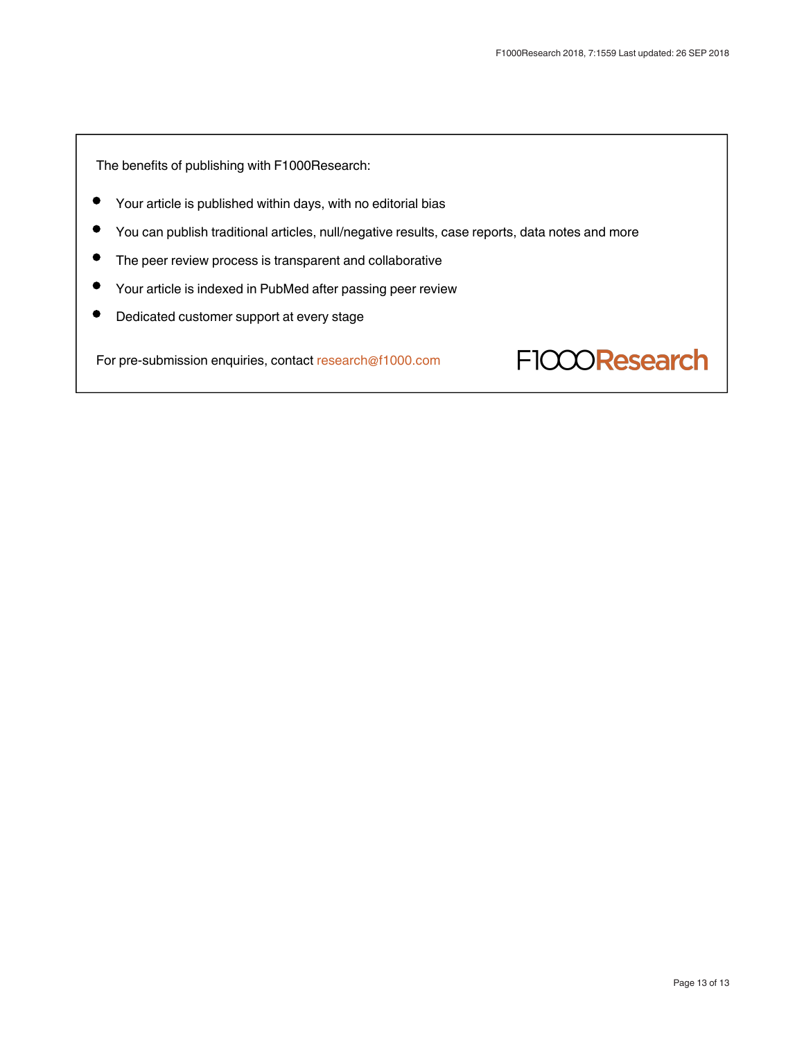The benefits of publishing with F1000Research:

- Your article is published within days, with no editorial bias
- You can publish traditional articles, null/negative results, case reports, data notes and more
- The peer review process is transparent and collaborative
- Your article is indexed in PubMed after passing peer review
- Dedicated customer support at every stage

For pre-submission enquiries, contact research@f1000.com

F1000Research